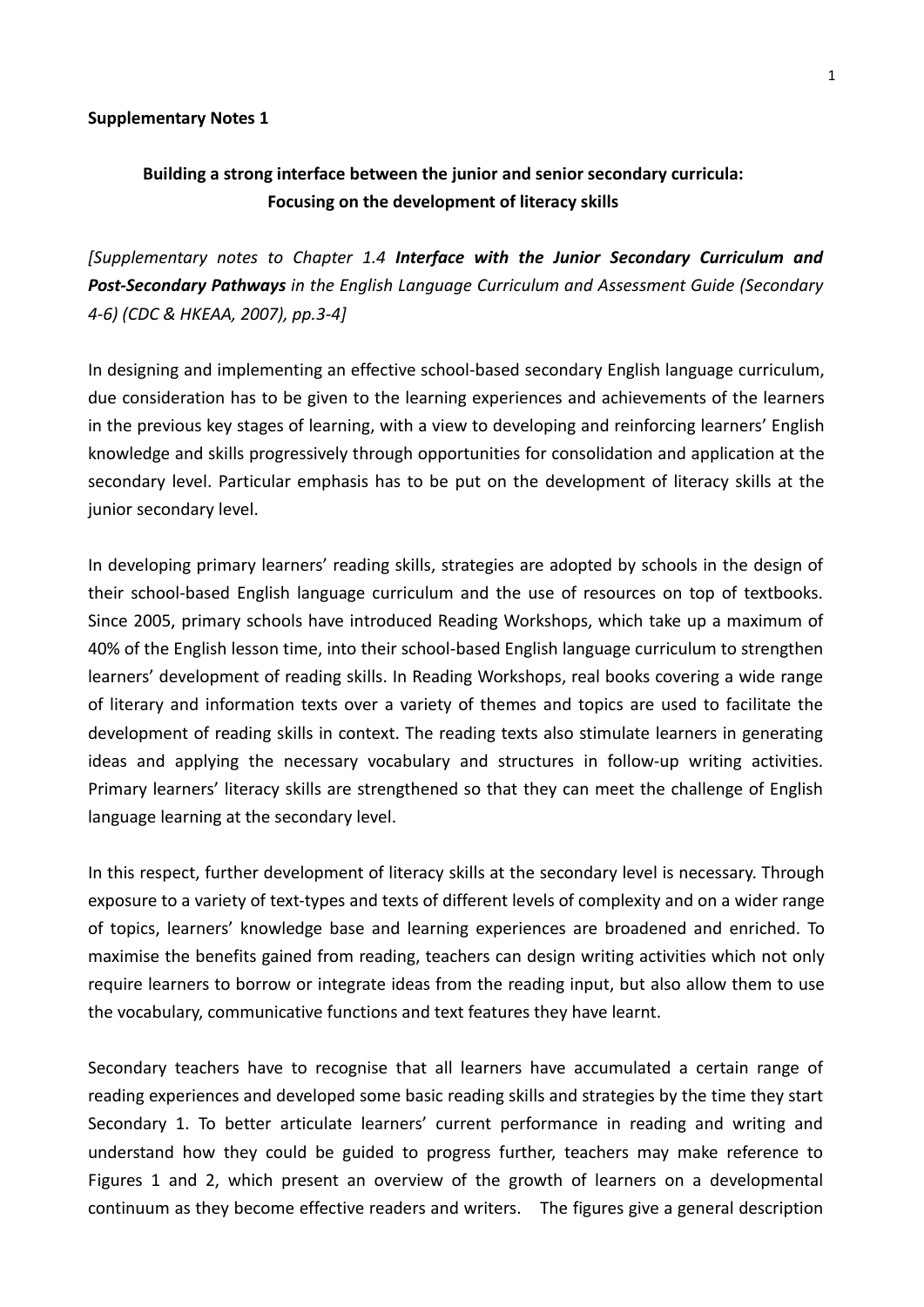**Supplementary Notes 1**

## Building a strong interface between the junior and senior secondary curricula: Focusing on the development of literacy skills

*[Supplementary notes to Chapter 1.4* ***Interface with the Junior Secondary Curriculum and Post-Secondary Pathways*** *in the English Language Curriculum and Assessment Guide (Secondary 4-6) (CDC & HKEAA, 2007), pp.3-4]*

In designing and implementing an effective school-based secondary English language curriculum, due consideration has to be given to the learning experiences and achievements of the learners in the previous key stages of learning, with a view to developing and reinforcing learners' English knowledge and skills progressively through opportunities for consolidation and application at the secondary level. Particular emphasis has to be put on the development of literacy skills at the junior secondary level.

In developing primary learners' reading skills, strategies are adopted by schools in the design of their school-based English language curriculum and the use of resources on top of textbooks. Since 2005, primary schools have introduced Reading Workshops, which take up a maximum of 40% of the English lesson time, into their school-based English language curriculum to strengthen learners' development of reading skills. In Reading Workshops, real books covering a wide range of literary and information texts over a variety of themes and topics are used to facilitate the development of reading skills in context. The reading texts also stimulate learners in generating ideas and applying the necessary vocabulary and structures in follow-up writing activities. Primary learners' literacy skills are strengthened so that they can meet the challenge of English language learning at the secondary level.

In this respect, further development of literacy skills at the secondary level is necessary. Through exposure to a variety of text-types and texts of different levels of complexity and on a wider range of topics, learners' knowledge base and learning experiences are broadened and enriched. To maximise the benefits gained from reading, teachers can design writing activities which not only require learners to borrow or integrate ideas from the reading input, but also allow them to use the vocabulary, communicative functions and text features they have learnt.

Secondary teachers have to recognise that all learners have accumulated a certain range of reading experiences and developed some basic reading skills and strategies by the time they start Secondary 1. To better articulate learners' current performance in reading and writing and understand how they could be guided to progress further, teachers may make reference to Figures 1 and 2, which present an overview of the growth of learners on a developmental continuum as they become effective readers and writers. The figures give a general description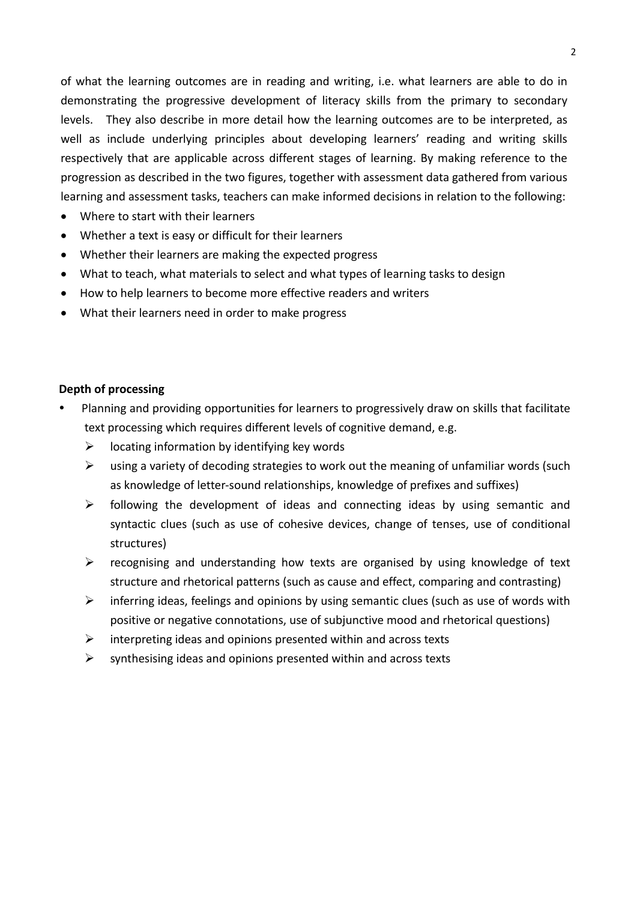of what the learning outcomes are in reading and writing, i.e. what learners are able to do in demonstrating the progressive development of literacy skills from the primary to secondary levels. They also describe in more detail how the learning outcomes are to be interpreted, as well as include underlying principles about developing learners' reading and writing skills respectively that are applicable across different stages of learning. By making reference to the progression as described in the two figures, together with assessment data gathered from various learning and assessment tasks, teachers can make informed decisions in relation to the following:

- Where to start with their learners
- Whether a text is easy or difficult for their learners
- Whether their learners are making the expected progress
- What to teach, what materials to select and what types of learning tasks to design
- How to help learners to become more effective readers and writers
- What their learners need in order to make progress

**Depth of processing**

- Planning and providing opportunities for learners to progressively draw on skills that facilitate text processing which requires different levels of cognitive demand, e.g.
  - locating information by identifying key words
  - using a variety of decoding strategies to work out the meaning of unfamiliar words (such as knowledge of letter-sound relationships, knowledge of prefixes and suffixes)
  - following the development of ideas and connecting ideas by using semantic and syntactic clues (such as use of cohesive devices, change of tenses, use of conditional structures)
  - recognising and understanding how texts are organised by using knowledge of text structure and rhetorical patterns (such as cause and effect, comparing and contrasting)
  - inferring ideas, feelings and opinions by using semantic clues (such as use of words with positive or negative connotations, use of subjunctive mood and rhetorical questions)
  - interpreting ideas and opinions presented within and across texts
  - synthesising ideas and opinions presented within and across texts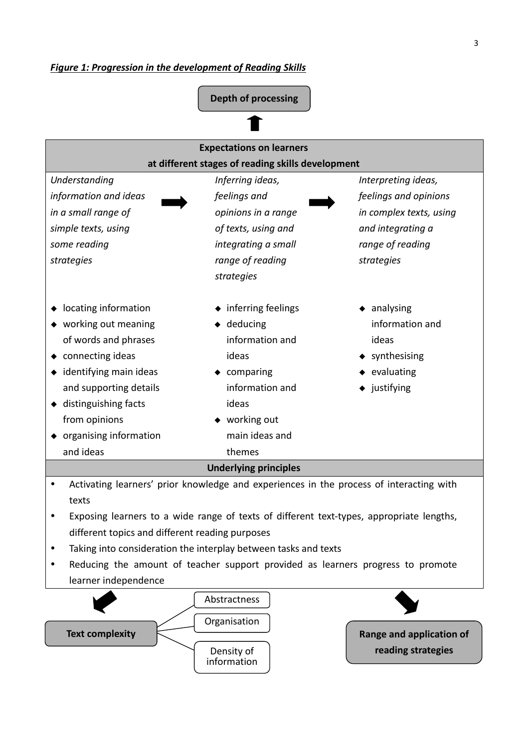***Figure 1: Progression in the development of Reading Skills***

**Depth of processing**

↑

| **Expectations on learners at different stages of reading skills development** | | |
|---|---|---|
| *Understanding information and ideas in a small range of simple texts, using some reading strategies* → | *Inferring ideas, feelings and opinions in a range of texts, using and integrating a small range of reading strategies* → | *Interpreting ideas, feelings and opinions in complex texts, using and integrating a range of reading strategies* |
| ◆ locating information<br>◆ working out meaning of words and phrases<br>◆ connecting ideas<br>◆ identifying main ideas and supporting details<br>◆ distinguishing facts from opinions<br>◆ organising information and ideas | ◆ inferring feelings<br>◆ deducing information and ideas<br>◆ comparing information and ideas<br>◆ working out main ideas and themes | ◆ analysing information and ideas<br>◆ synthesising<br>◆ evaluating<br>◆ justifying |

**Underlying principles**

- Activating learners' prior knowledge and experiences in the process of interacting with texts
- Exposing learners to a wide range of texts of different text-types, appropriate lengths, different topics and different reading purposes
- Taking into consideration the interplay between tasks and texts
- Reducing the amount of teacher support provided as learners progress to promote learner independence

**Text complexity**
- Abstractness
- Organisation
- Density of information

**Range and application of reading strategies**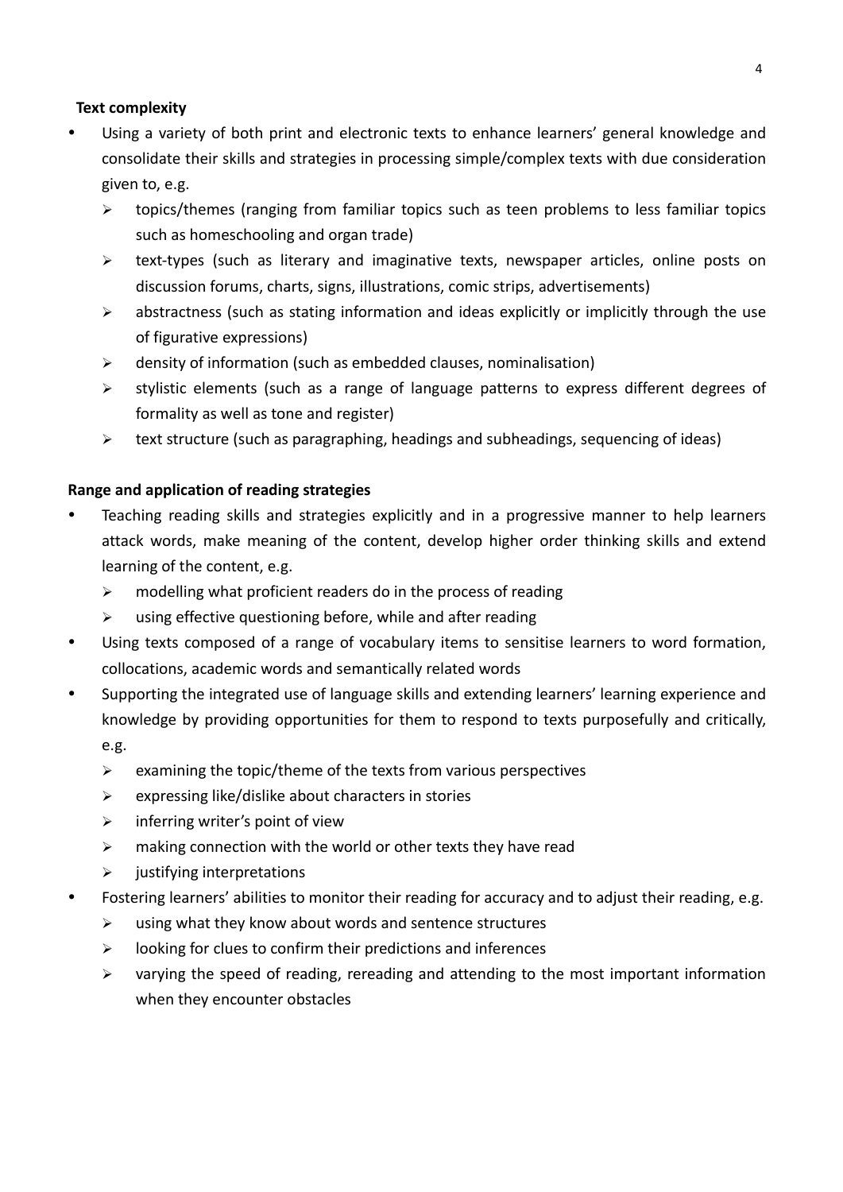**Text complexity**

- Using a variety of both print and electronic texts to enhance learners' general knowledge and consolidate their skills and strategies in processing simple/complex texts with due consideration given to, e.g.
  - topics/themes (ranging from familiar topics such as teen problems to less familiar topics such as homeschooling and organ trade)
  - text-types (such as literary and imaginative texts, newspaper articles, online posts on discussion forums, charts, signs, illustrations, comic strips, advertisements)
  - abstractness (such as stating information and ideas explicitly or implicitly through the use of figurative expressions)
  - density of information (such as embedded clauses, nominalisation)
  - stylistic elements (such as a range of language patterns to express different degrees of formality as well as tone and register)
  - text structure (such as paragraphing, headings and subheadings, sequencing of ideas)

**Range and application of reading strategies**

- Teaching reading skills and strategies explicitly and in a progressive manner to help learners attack words, make meaning of the content, develop higher order thinking skills and extend learning of the content, e.g.
  - modelling what proficient readers do in the process of reading
  - using effective questioning before, while and after reading
- Using texts composed of a range of vocabulary items to sensitise learners to word formation, collocations, academic words and semantically related words
- Supporting the integrated use of language skills and extending learners' learning experience and knowledge by providing opportunities for them to respond to texts purposefully and critically, e.g.
  - examining the topic/theme of the texts from various perspectives
  - expressing like/dislike about characters in stories
  - inferring writer's point of view
  - making connection with the world or other texts they have read
  - justifying interpretations
- Fostering learners' abilities to monitor their reading for accuracy and to adjust their reading, e.g.
  - using what they know about words and sentence structures
  - looking for clues to confirm their predictions and inferences
  - varying the speed of reading, rereading and attending to the most important information when they encounter obstacles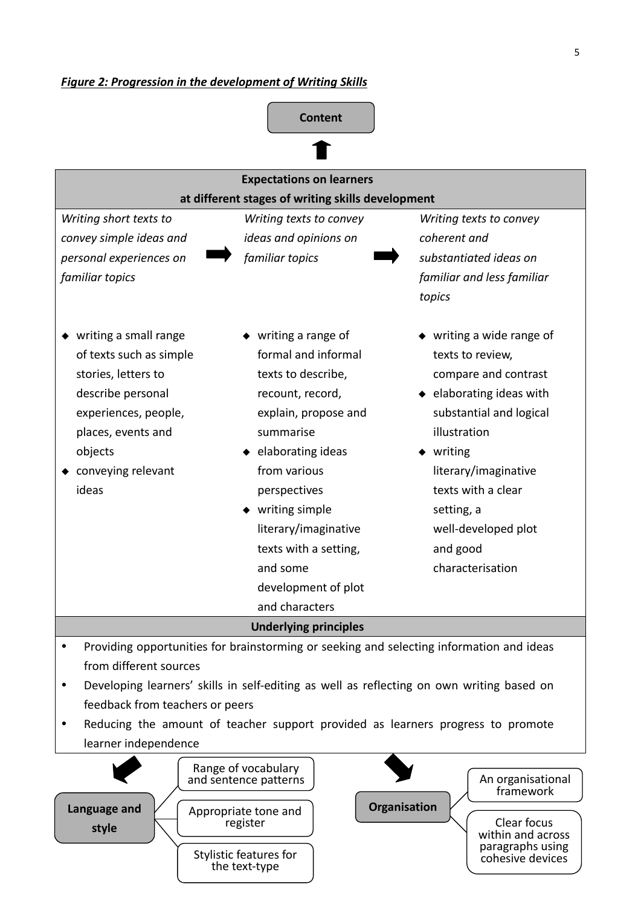***Figure 2: Progression in the development of Writing Skills***

**Content**

| **Expectations on learners at different stages of writing skills development** | | |
|---|---|---|
| *Writing short texts to convey simple ideas and personal experiences on familiar topics* → | *Writing texts to convey ideas and opinions on familiar topics* → | *Writing texts to convey coherent and substantiated ideas on familiar and less familiar topics* |
| ◆ writing a small range of texts such as simple stories, letters to describe personal experiences, people, places, events and objects<br>◆ conveying relevant ideas | ◆ writing a range of formal and informal texts to describe, recount, record, explain, propose and summarise<br>◆ elaborating ideas from various perspectives<br>◆ writing simple literary/imaginative texts with a setting, and some development of plot and characters | ◆ writing a wide range of texts to review, compare and contrast<br>◆ elaborating ideas with substantial and logical illustration<br>◆ writing literary/imaginative texts with a clear setting, a well-developed plot and good characterisation |

**Underlying principles**

- Providing opportunities for brainstorming or seeking and selecting information and ideas from different sources
- Developing learners' skills in self-editing as well as reflecting on own writing based on feedback from teachers or peers
- Reducing the amount of teacher support provided as learners progress to promote learner independence

**Language and style**
- Range of vocabulary and sentence patterns
- Appropriate tone and register
- Stylistic features for the text-type

**Organisation**
- An organisational framework
- Clear focus within and across paragraphs using cohesive devices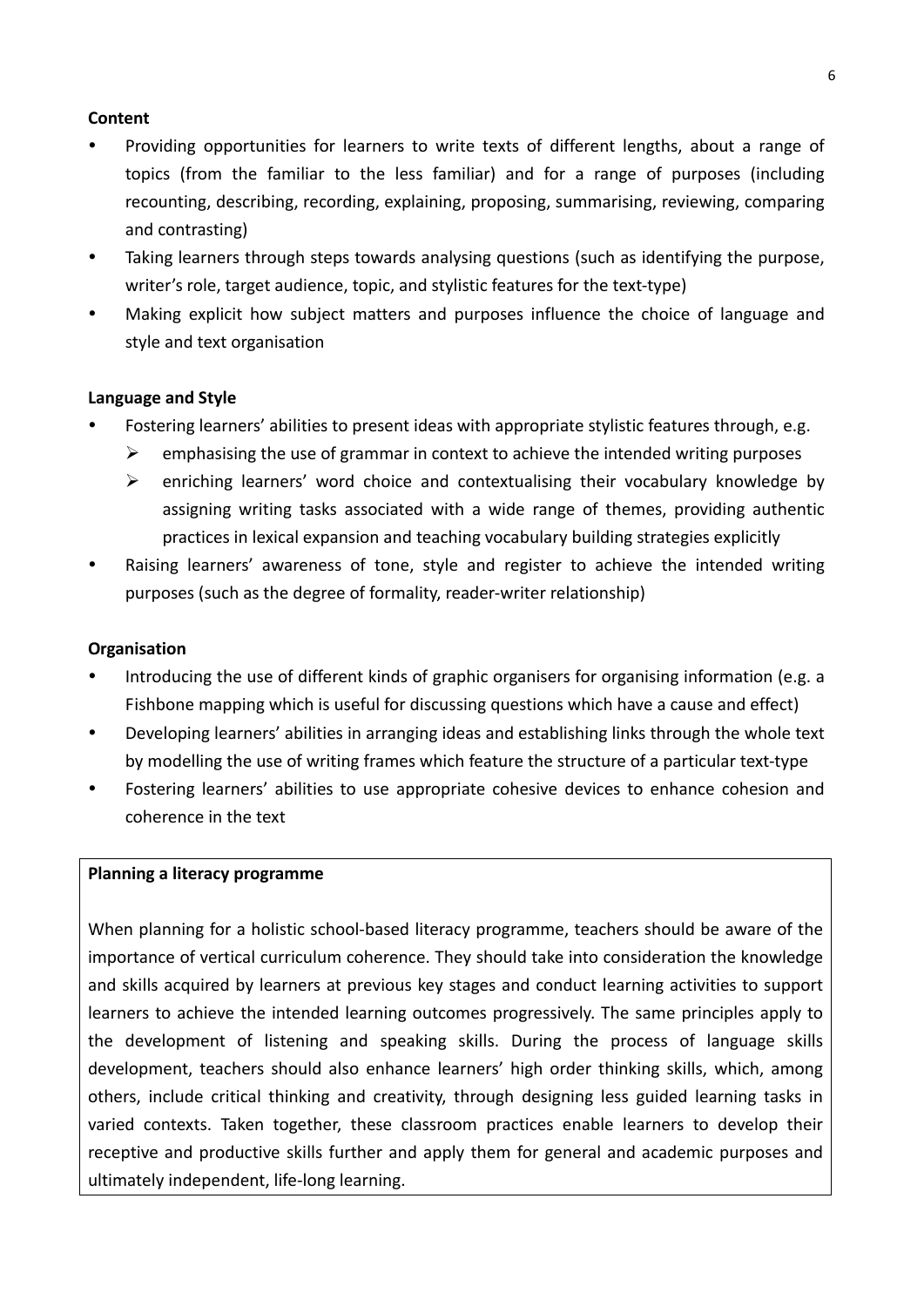**Content**

- Providing opportunities for learners to write texts of different lengths, about a range of topics (from the familiar to the less familiar) and for a range of purposes (including recounting, describing, recording, explaining, proposing, summarising, reviewing, comparing and contrasting)
- Taking learners through steps towards analysing questions (such as identifying the purpose, writer's role, target audience, topic, and stylistic features for the text-type)
- Making explicit how subject matters and purposes influence the choice of language and style and text organisation

**Language and Style**

- Fostering learners' abilities to present ideas with appropriate stylistic features through, e.g.
  - emphasising the use of grammar in context to achieve the intended writing purposes
  - enriching learners' word choice and contextualising their vocabulary knowledge by assigning writing tasks associated with a wide range of themes, providing authentic practices in lexical expansion and teaching vocabulary building strategies explicitly
- Raising learners' awareness of tone, style and register to achieve the intended writing purposes (such as the degree of formality, reader-writer relationship)

**Organisation**

- Introducing the use of different kinds of graphic organisers for organising information (e.g. a Fishbone mapping which is useful for discussing questions which have a cause and effect)
- Developing learners' abilities in arranging ideas and establishing links through the whole text by modelling the use of writing frames which feature the structure of a particular text-type
- Fostering learners' abilities to use appropriate cohesive devices to enhance cohesion and coherence in the text

**Planning a literacy programme**

When planning for a holistic school-based literacy programme, teachers should be aware of the importance of vertical curriculum coherence. They should take into consideration the knowledge and skills acquired by learners at previous key stages and conduct learning activities to support learners to achieve the intended learning outcomes progressively. The same principles apply to the development of listening and speaking skills. During the process of language skills development, teachers should also enhance learners' high order thinking skills, which, among others, include critical thinking and creativity, through designing less guided learning tasks in varied contexts. Taken together, these classroom practices enable learners to develop their receptive and productive skills further and apply them for general and academic purposes and ultimately independent, life-long learning.